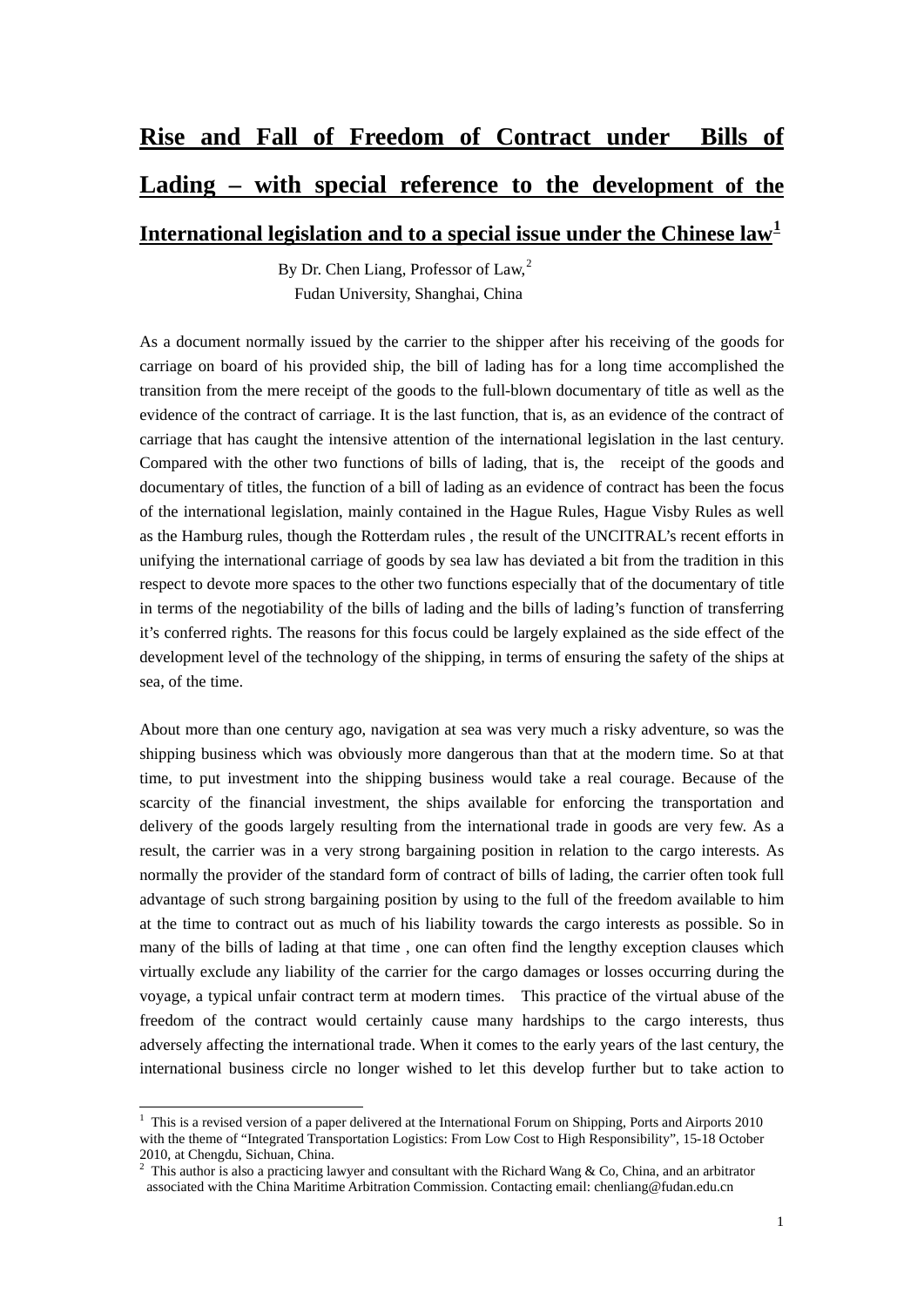# Rise and Fall of Freedom of Contract under Bills of Lading – with special reference to the development of the International legislation and to a special issue under the Chinese law[1]

By Dr. Chen Liang, Professor of Law,[2]
Fudan University, Shanghai, China

As a document normally issued by the carrier to the shipper after his receiving of the goods for carriage on board of his provided ship, the bill of lading has for a long time accomplished the transition from the mere receipt of the goods to the full-blown documentary of title as well as the evidence of the contract of carriage. It is the last function, that is, as an evidence of the contract of carriage that has caught the intensive attention of the international legislation in the last century. Compared with the other two functions of bills of lading, that is, the receipt of the goods and documentary of titles, the function of a bill of lading as an evidence of contract has been the focus of the international legislation, mainly contained in the Hague Rules, Hague Visby Rules as well as the Hamburg rules, though the Rotterdam rules , the result of the UNCITRAL's recent efforts in unifying the international carriage of goods by sea law has deviated a bit from the tradition in this respect to devote more spaces to the other two functions especially that of the documentary of title in terms of the negotiability of the bills of lading and the bills of lading's function of transferring it's conferred rights. The reasons for this focus could be largely explained as the side effect of the development level of the technology of the shipping, in terms of ensuring the safety of the ships at sea, of the time.

About more than one century ago, navigation at sea was very much a risky adventure, so was the shipping business which was obviously more dangerous than that at the modern time. So at that time, to put investment into the shipping business would take a real courage. Because of the scarcity of the financial investment, the ships available for enforcing the transportation and delivery of the goods largely resulting from the international trade in goods are very few. As a result, the carrier was in a very strong bargaining position in relation to the cargo interests. As normally the provider of the standard form of contract of bills of lading, the carrier often took full advantage of such strong bargaining position by using to the full of the freedom available to him at the time to contract out as much of his liability towards the cargo interests as possible. So in many of the bills of lading at that time , one can often find the lengthy exception clauses which virtually exclude any liability of the carrier for the cargo damages or losses occurring during the voyage, a typical unfair contract term at modern times. This practice of the virtual abuse of the freedom of the contract would certainly cause many hardships to the cargo interests, thus adversely affecting the international trade. When it comes to the early years of the last century, the international business circle no longer wished to let this develop further but to take action to

---

[1] This is a revised version of a paper delivered at the International Forum on Shipping, Ports and Airports 2010 with the theme of "Integrated Transportation Logistics: From Low Cost to High Responsibility", 15-18 October 2010, at Chengdu, Sichuan, China.

[2] This author is also a practicing lawyer and consultant with the Richard Wang & Co, China, and an arbitrator associated with the China Maritime Arbitration Commission. Contacting email: chenliang@fudan.edu.cn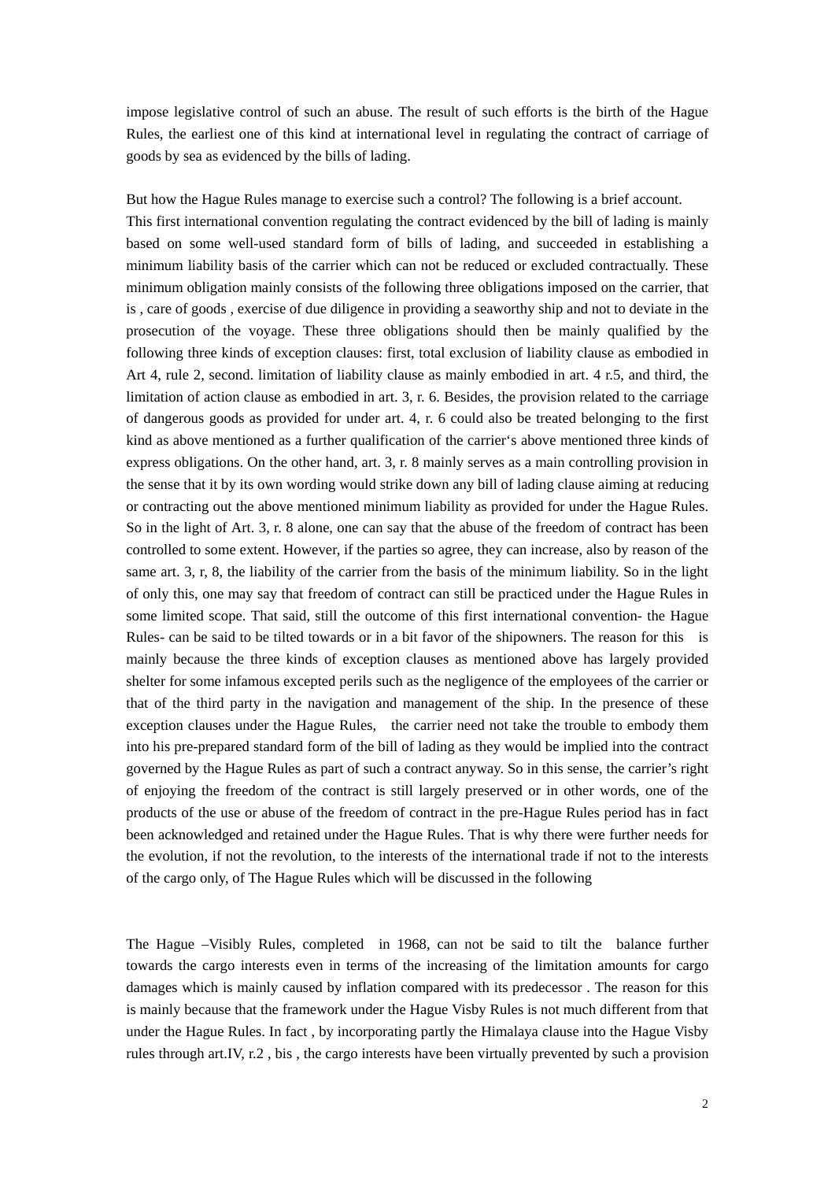impose legislative control of such an abuse. The result of such efforts is the birth of the Hague Rules, the earliest one of this kind at international level in regulating the contract of carriage of goods by sea as evidenced by the bills of lading.

But how the Hague Rules manage to exercise such a control? The following is a brief account. This first international convention regulating the contract evidenced by the bill of lading is mainly based on some well-used standard form of bills of lading, and succeeded in establishing a minimum liability basis of the carrier which can not be reduced or excluded contractually. These minimum obligation mainly consists of the following three obligations imposed on the carrier, that is , care of goods , exercise of due diligence in providing a seaworthy ship and not to deviate in the prosecution of the voyage. These three obligations should then be mainly qualified by the following three kinds of exception clauses: first, total exclusion of liability clause as embodied in Art 4, rule 2, second. limitation of liability clause as mainly embodied in art. 4 r.5, and third, the limitation of action clause as embodied in art. 3, r. 6. Besides, the provision related to the carriage of dangerous goods as provided for under art. 4, r. 6 could also be treated belonging to the first kind as above mentioned as a further qualification of the carrier's above mentioned three kinds of express obligations. On the other hand, art. 3, r. 8 mainly serves as a main controlling provision in the sense that it by its own wording would strike down any bill of lading clause aiming at reducing or contracting out the above mentioned minimum liability as provided for under the Hague Rules. So in the light of Art. 3, r. 8 alone, one can say that the abuse of the freedom of contract has been controlled to some extent. However, if the parties so agree, they can increase, also by reason of the same art. 3, r, 8, the liability of the carrier from the basis of the minimum liability. So in the light of only this, one may say that freedom of contract can still be practiced under the Hague Rules in some limited scope. That said, still the outcome of this first international convention- the Hague Rules- can be said to be tilted towards or in a bit favor of the shipowners. The reason for this is mainly because the three kinds of exception clauses as mentioned above has largely provided shelter for some infamous excepted perils such as the negligence of the employees of the carrier or that of the third party in the navigation and management of the ship. In the presence of these exception clauses under the Hague Rules, the carrier need not take the trouble to embody them into his pre-prepared standard form of the bill of lading as they would be implied into the contract governed by the Hague Rules as part of such a contract anyway. So in this sense, the carrier's right of enjoying the freedom of the contract is still largely preserved or in other words, one of the products of the use or abuse of the freedom of contract in the pre-Hague Rules period has in fact been acknowledged and retained under the Hague Rules. That is why there were further needs for the evolution, if not the revolution, to the interests of the international trade if not to the interests of the cargo only, of The Hague Rules which will be discussed in the following

The Hague –Visibly Rules, completed in 1968, can not be said to tilt the balance further towards the cargo interests even in terms of the increasing of the limitation amounts for cargo damages which is mainly caused by inflation compared with its predecessor . The reason for this is mainly because that the framework under the Hague Visby Rules is not much different from that under the Hague Rules. In fact , by incorporating partly the Himalaya clause into the Hague Visby rules through art.IV, r.2 , bis , the cargo interests have been virtually prevented by such a provision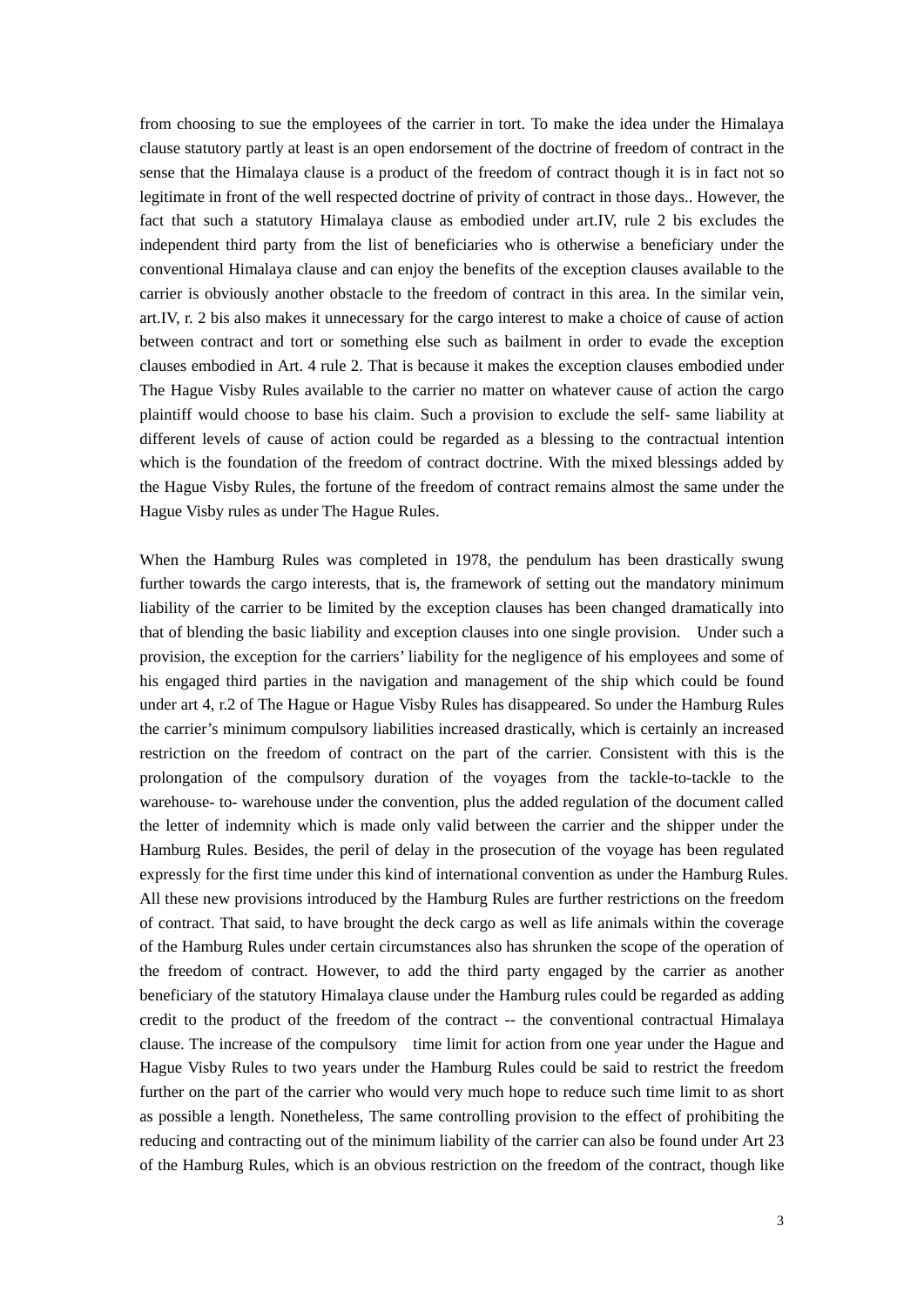from choosing to sue the employees of the carrier in tort. To make the idea under the Himalaya clause statutory partly at least is an open endorsement of the doctrine of freedom of contract in the sense that the Himalaya clause is a product of the freedom of contract though it is in fact not so legitimate in front of the well respected doctrine of privity of contract in those days.. However, the fact that such a statutory Himalaya clause as embodied under art.IV, rule 2 bis excludes the independent third party from the list of beneficiaries who is otherwise a beneficiary under the conventional Himalaya clause and can enjoy the benefits of the exception clauses available to the carrier is obviously another obstacle to the freedom of contract in this area. In the similar vein, art.IV, r. 2 bis also makes it unnecessary for the cargo interest to make a choice of cause of action between contract and tort or something else such as bailment in order to evade the exception clauses embodied in Art. 4 rule 2. That is because it makes the exception clauses embodied under The Hague Visby Rules available to the carrier no matter on whatever cause of action the cargo plaintiff would choose to base his claim. Such a provision to exclude the self- same liability at different levels of cause of action could be regarded as a blessing to the contractual intention which is the foundation of the freedom of contract doctrine. With the mixed blessings added by the Hague Visby Rules, the fortune of the freedom of contract remains almost the same under the Hague Visby rules as under The Hague Rules.

When the Hamburg Rules was completed in 1978, the pendulum has been drastically swung further towards the cargo interests, that is, the framework of setting out the mandatory minimum liability of the carrier to be limited by the exception clauses has been changed dramatically into that of blending the basic liability and exception clauses into one single provision. Under such a provision, the exception for the carriers' liability for the negligence of his employees and some of his engaged third parties in the navigation and management of the ship which could be found under art 4, r.2 of The Hague or Hague Visby Rules has disappeared. So under the Hamburg Rules the carrier's minimum compulsory liabilities increased drastically, which is certainly an increased restriction on the freedom of contract on the part of the carrier. Consistent with this is the prolongation of the compulsory duration of the voyages from the tackle-to-tackle to the warehouse- to- warehouse under the convention, plus the added regulation of the document called the letter of indemnity which is made only valid between the carrier and the shipper under the Hamburg Rules. Besides, the peril of delay in the prosecution of the voyage has been regulated expressly for the first time under this kind of international convention as under the Hamburg Rules. All these new provisions introduced by the Hamburg Rules are further restrictions on the freedom of contract. That said, to have brought the deck cargo as well as life animals within the coverage of the Hamburg Rules under certain circumstances also has shrunken the scope of the operation of the freedom of contract. However, to add the third party engaged by the carrier as another beneficiary of the statutory Himalaya clause under the Hamburg rules could be regarded as adding credit to the product of the freedom of the contract -- the conventional contractual Himalaya clause. The increase of the compulsory time limit for action from one year under the Hague and Hague Visby Rules to two years under the Hamburg Rules could be said to restrict the freedom further on the part of the carrier who would very much hope to reduce such time limit to as short as possible a length. Nonetheless, The same controlling provision to the effect of prohibiting the reducing and contracting out of the minimum liability of the carrier can also be found under Art 23 of the Hamburg Rules, which is an obvious restriction on the freedom of the contract, though like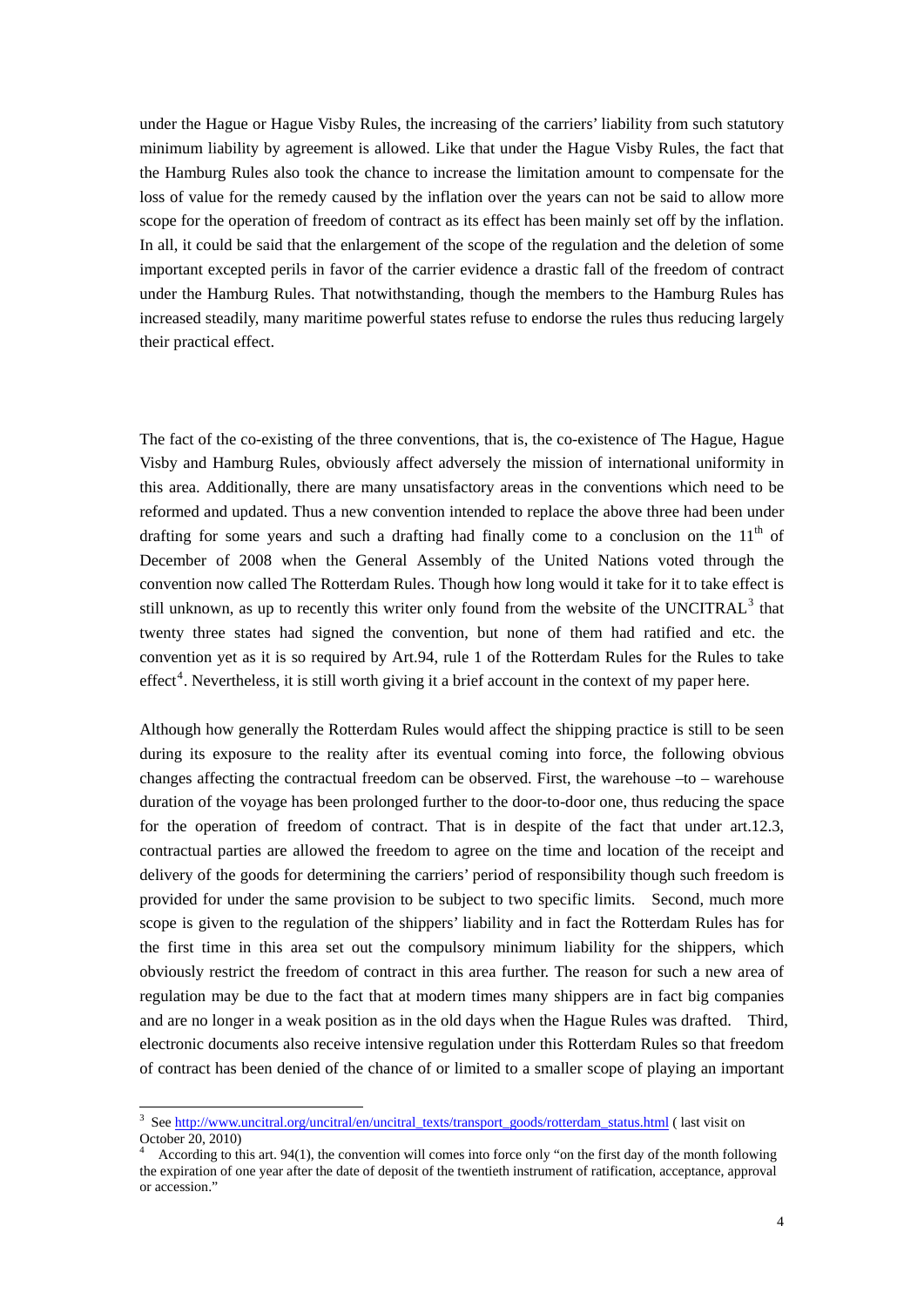under the Hague or Hague Visby Rules, the increasing of the carriers' liability from such statutory minimum liability by agreement is allowed. Like that under the Hague Visby Rules, the fact that the Hamburg Rules also took the chance to increase the limitation amount to compensate for the loss of value for the remedy caused by the inflation over the years can not be said to allow more scope for the operation of freedom of contract as its effect has been mainly set off by the inflation. In all, it could be said that the enlargement of the scope of the regulation and the deletion of some important excepted perils in favor of the carrier evidence a drastic fall of the freedom of contract under the Hamburg Rules. That notwithstanding, though the members to the Hamburg Rules has increased steadily, many maritime powerful states refuse to endorse the rules thus reducing largely their practical effect.

The fact of the co-existing of the three conventions, that is, the co-existence of The Hague, Hague Visby and Hamburg Rules, obviously affect adversely the mission of international uniformity in this area. Additionally, there are many unsatisfactory areas in the conventions which need to be reformed and updated. Thus a new convention intended to replace the above three had been under drafting for some years and such a drafting had finally come to a conclusion on the 11th of December of 2008 when the General Assembly of the United Nations voted through the convention now called The Rotterdam Rules. Though how long would it take for it to take effect is still unknown, as up to recently this writer only found from the website of the UNCITRAL[3] that twenty three states had signed the convention, but none of them had ratified and etc. the convention yet as it is so required by Art.94, rule 1 of the Rotterdam Rules for the Rules to take effect[4]. Nevertheless, it is still worth giving it a brief account in the context of my paper here.

Although how generally the Rotterdam Rules would affect the shipping practice is still to be seen during its exposure to the reality after its eventual coming into force, the following obvious changes affecting the contractual freedom can be observed. First, the warehouse –to – warehouse duration of the voyage has been prolonged further to the door-to-door one, thus reducing the space for the operation of freedom of contract. That is in despite of the fact that under art.12.3, contractual parties are allowed the freedom to agree on the time and location of the receipt and delivery of the goods for determining the carriers' period of responsibility though such freedom is provided for under the same provision to be subject to two specific limits. Second, much more scope is given to the regulation of the shippers' liability and in fact the Rotterdam Rules has for the first time in this area set out the compulsory minimum liability for the shippers, which obviously restrict the freedom of contract in this area further. The reason for such a new area of regulation may be due to the fact that at modern times many shippers are in fact big companies and are no longer in a weak position as in the old days when the Hague Rules was drafted. Third, electronic documents also receive intensive regulation under this Rotterdam Rules so that freedom of contract has been denied of the chance of or limited to a smaller scope of playing an important

---

[3] See http://www.uncitral.org/uncitral/en/uncitral_texts/transport_goods/rotterdam_status.html ( last visit on October 20, 2010)

[4] According to this art. 94(1), the convention will comes into force only "on the first day of the month following the expiration of one year after the date of deposit of the twentieth instrument of ratification, acceptance, approval or accession."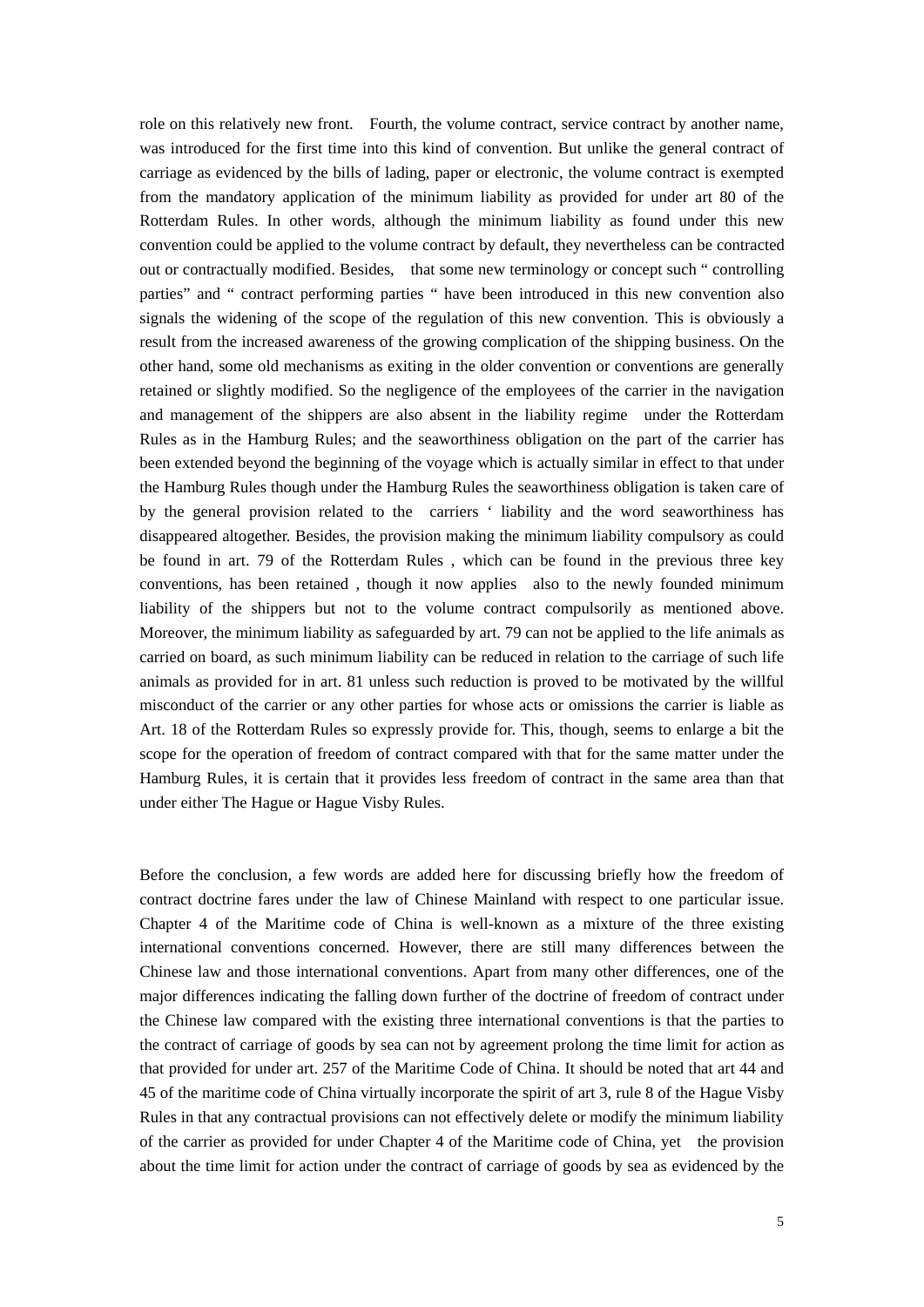role on this relatively new front. Fourth, the volume contract, service contract by another name, was introduced for the first time into this kind of convention. But unlike the general contract of carriage as evidenced by the bills of lading, paper or electronic, the volume contract is exempted from the mandatory application of the minimum liability as provided for under art 80 of the Rotterdam Rules. In other words, although the minimum liability as found under this new convention could be applied to the volume contract by default, they nevertheless can be contracted out or contractually modified. Besides, that some new terminology or concept such " controlling parties" and " contract performing parties " have been introduced in this new convention also signals the widening of the scope of the regulation of this new convention. This is obviously a result from the increased awareness of the growing complication of the shipping business. On the other hand, some old mechanisms as exiting in the older convention or conventions are generally retained or slightly modified. So the negligence of the employees of the carrier in the navigation and management of the shippers are also absent in the liability regime under the Rotterdam Rules as in the Hamburg Rules; and the seaworthiness obligation on the part of the carrier has been extended beyond the beginning of the voyage which is actually similar in effect to that under the Hamburg Rules though under the Hamburg Rules the seaworthiness obligation is taken care of by the general provision related to the carriers ' liability and the word seaworthiness has disappeared altogether. Besides, the provision making the minimum liability compulsory as could be found in art. 79 of the Rotterdam Rules , which can be found in the previous three key conventions, has been retained , though it now applies also to the newly founded minimum liability of the shippers but not to the volume contract compulsorily as mentioned above. Moreover, the minimum liability as safeguarded by art. 79 can not be applied to the life animals as carried on board, as such minimum liability can be reduced in relation to the carriage of such life animals as provided for in art. 81 unless such reduction is proved to be motivated by the willful misconduct of the carrier or any other parties for whose acts or omissions the carrier is liable as Art. 18 of the Rotterdam Rules so expressly provide for. This, though, seems to enlarge a bit the scope for the operation of freedom of contract compared with that for the same matter under the Hamburg Rules, it is certain that it provides less freedom of contract in the same area than that under either The Hague or Hague Visby Rules.

Before the conclusion, a few words are added here for discussing briefly how the freedom of contract doctrine fares under the law of Chinese Mainland with respect to one particular issue. Chapter 4 of the Maritime code of China is well-known as a mixture of the three existing international conventions concerned. However, there are still many differences between the Chinese law and those international conventions. Apart from many other differences, one of the major differences indicating the falling down further of the doctrine of freedom of contract under the Chinese law compared with the existing three international conventions is that the parties to the contract of carriage of goods by sea can not by agreement prolong the time limit for action as that provided for under art. 257 of the Maritime Code of China. It should be noted that art 44 and 45 of the maritime code of China virtually incorporate the spirit of art 3, rule 8 of the Hague Visby Rules in that any contractual provisions can not effectively delete or modify the minimum liability of the carrier as provided for under Chapter 4 of the Maritime code of China, yet the provision about the time limit for action under the contract of carriage of goods by sea as evidenced by the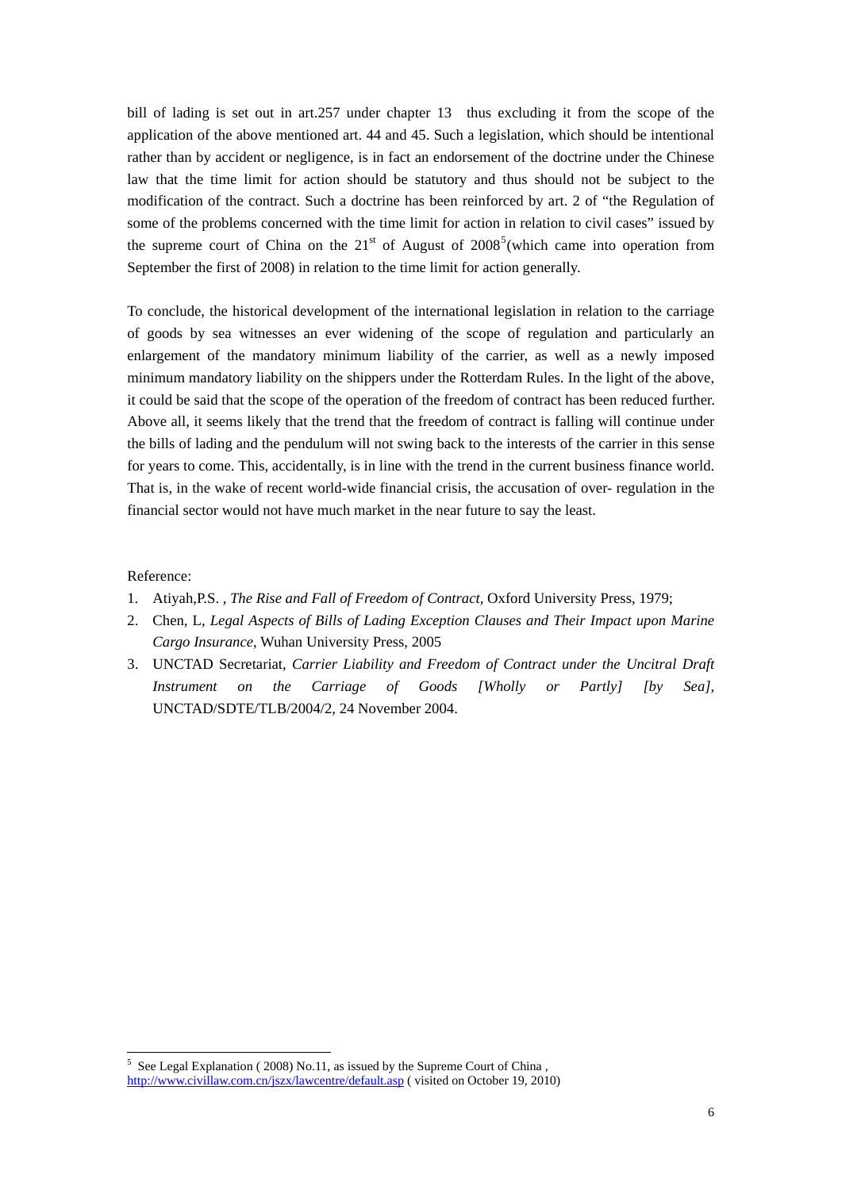bill of lading is set out in art.257 under chapter 13 thus excluding it from the scope of the application of the above mentioned art. 44 and 45. Such a legislation, which should be intentional rather than by accident or negligence, is in fact an endorsement of the doctrine under the Chinese law that the time limit for action should be statutory and thus should not be subject to the modification of the contract. Such a doctrine has been reinforced by art. 2 of "the Regulation of some of the problems concerned with the time limit for action in relation to civil cases" issued by the supreme court of China on the 21st of August of 2008[5](which came into operation from September the first of 2008) in relation to the time limit for action generally.

To conclude, the historical development of the international legislation in relation to the carriage of goods by sea witnesses an ever widening of the scope of regulation and particularly an enlargement of the mandatory minimum liability of the carrier, as well as a newly imposed minimum mandatory liability on the shippers under the Rotterdam Rules. In the light of the above, it could be said that the scope of the operation of the freedom of contract has been reduced further. Above all, it seems likely that the trend that the freedom of contract is falling will continue under the bills of lading and the pendulum will not swing back to the interests of the carrier in this sense for years to come. This, accidentally, is in line with the trend in the current business finance world. That is, in the wake of recent world-wide financial crisis, the accusation of over- regulation in the financial sector would not have much market in the near future to say the least.

Reference:

1. Atiyah,P.S. , *The Rise and Fall of Freedom of Contract,* Oxford University Press, 1979;
2. Chen, L, *Legal Aspects of Bills of Lading Exception Clauses and Their Impact upon Marine Cargo Insurance*, Wuhan University Press, 2005
3. UNCTAD Secretariat, *Carrier Liability and Freedom of Contract under the Uncitral Draft Instrument on the Carriage of Goods [Wholly or Partly] [by Sea],* UNCTAD/SDTE/TLB/2004/2, 24 November 2004.

[5] See Legal Explanation ( 2008) No.11, as issued by the Supreme Court of China , http://www.civillaw.com.cn/jszx/lawcentre/default.asp ( visited on October 19, 2010)